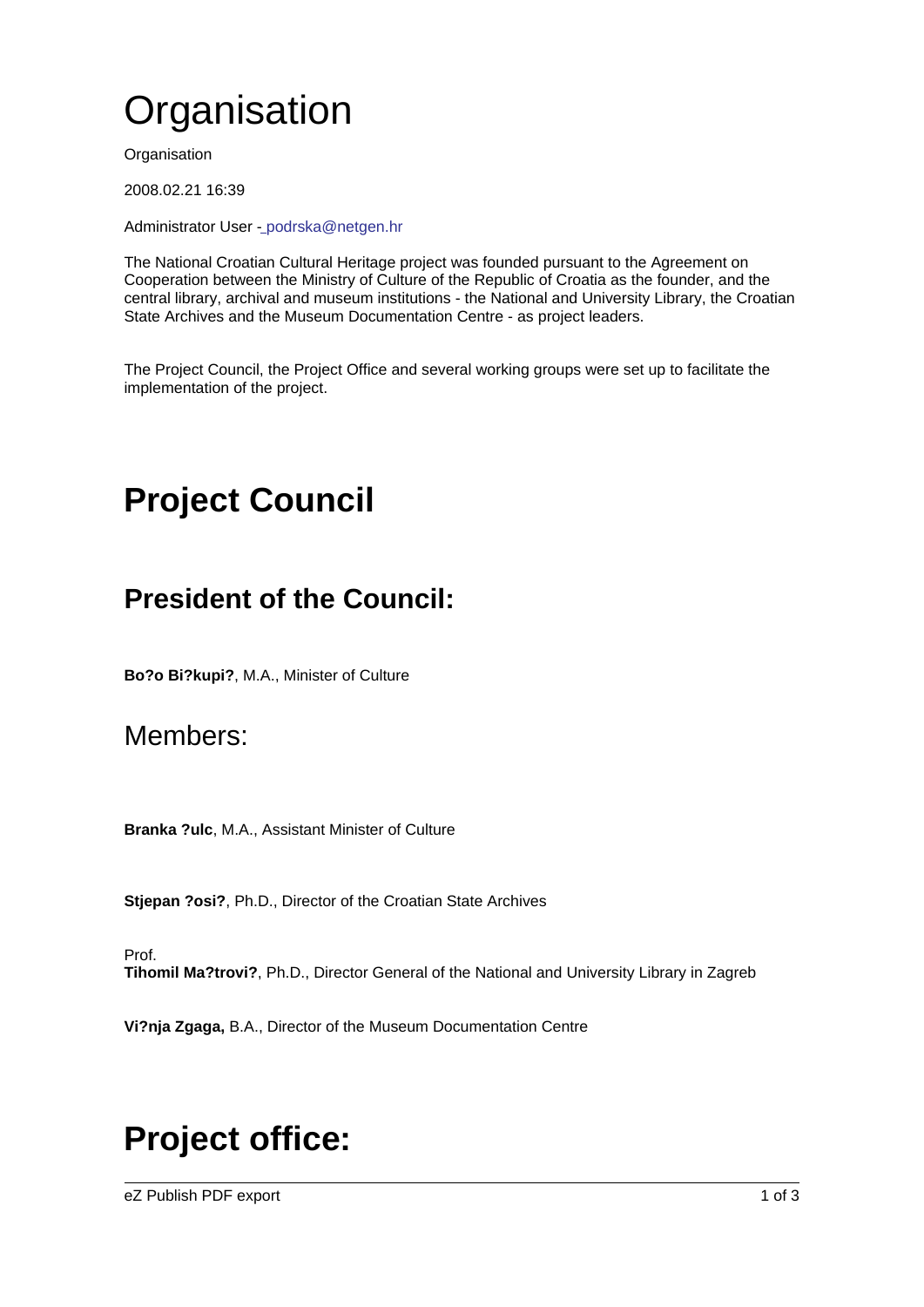# Organisation

Organisation

2008.02.21 16:39

Administrator User - podrska@netgen.hr

The National Croatian Cultural Heritage project was founded pursuant to the Agreement on Cooperation between the Ministry of Culture of the Republic of Croatia as the founder, and the central library, archival and museum institutions - the National and University Library, the Croatian State Archives and the Museum Documentation Centre - as project leaders.

The Project Council, the Project Office and several working groups were set up to facilitate the implementation of the project.

# Project Council

## President of the Council:

**Bo?o Bi?kupi?**, M.A., Minister of Culture

## Members:

**Branka ?ulc**, M.A., Assistant Minister of Culture

**Stjepan ?osi?**, Ph.D., Director of the Croatian State Archives

Prof.
**Tihomil Ma?trovi?**, Ph.D., Director General of the National and University Library in Zagreb

**Vi?nja Zgaga,** B.A., Director of the Museum Documentation Centre

# Project office: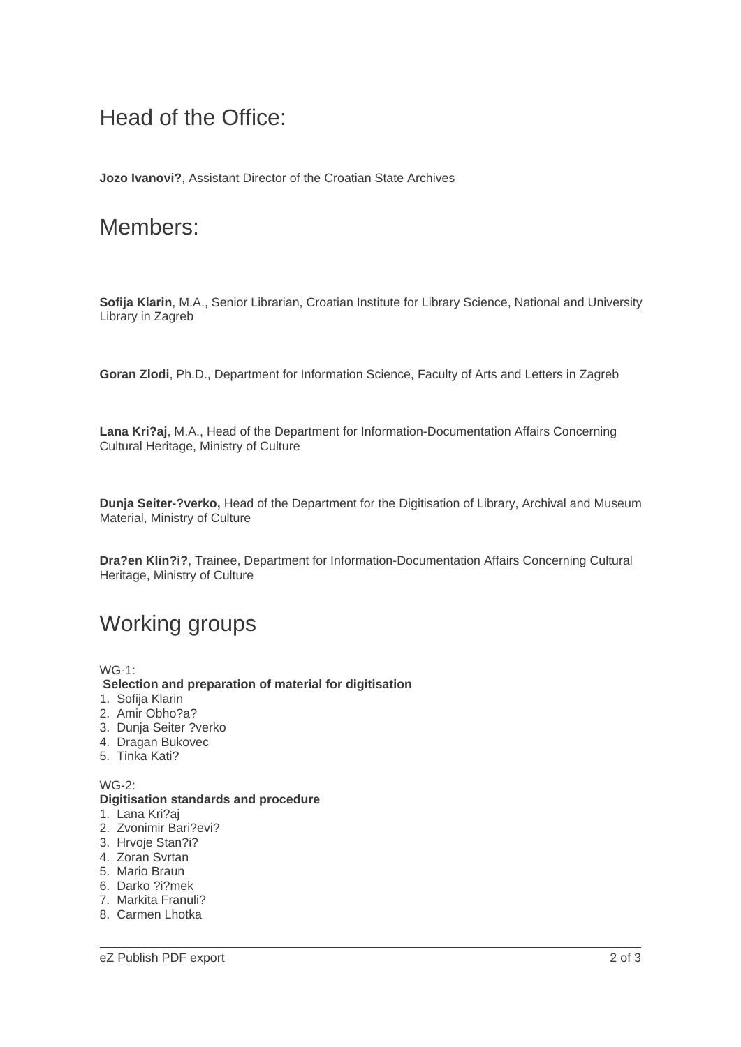## Head of the Office:

**Jozo Ivanovi?**, Assistant Director of the Croatian State Archives

## Members:

**Sofija Klarin**, M.A., Senior Librarian, Croatian Institute for Library Science, National and University Library in Zagreb

**Goran Zlodi**, Ph.D., Department for Information Science, Faculty of Arts and Letters in Zagreb

**Lana Kri?aj**, M.A., Head of the Department for Information-Documentation Affairs Concerning Cultural Heritage, Ministry of Culture

**Dunja Seiter-?verko,** Head of the Department for the Digitisation of Library, Archival and Museum Material, Ministry of Culture

**Dra?en Klin?i?**, Trainee, Department for Information-Documentation Affairs Concerning Cultural Heritage, Ministry of Culture

## Working groups

WG-1:
**Selection and preparation of material for digitisation**

1. Sofija Klarin
2. Amir Obho?a?
3. Dunja Seiter ?verko
4. Dragan Bukovec
5. Tinka Kati?

WG-2:
**Digitisation standards and procedure**

1. Lana Kri?aj
2. Zvonimir Bari?evi?
3. Hrvoje Stan?i?
4. Zoran Svrtan
5. Mario Braun
6. Darko ?i?mek
7. Markita Franuli?
8. Carmen Lhotka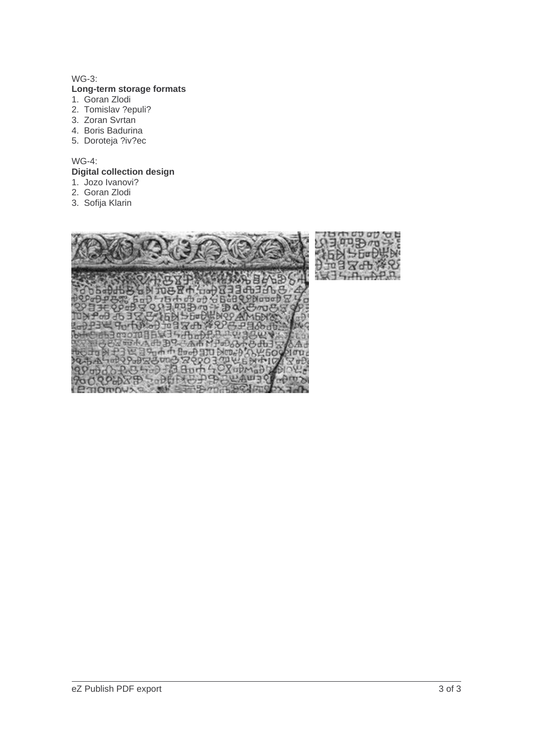WG-3:

**Long-term storage formats**

1. Goran Zlodi
2. Tomislav ?epuli?
3. Zoran Svrtan
4. Boris Badurina
5. Doroteja ?iv?ec

WG-4:

**Digital collection design**

1. Jozo Ivanovi?
2. Goran Zlodi
3. Sofija Klarin